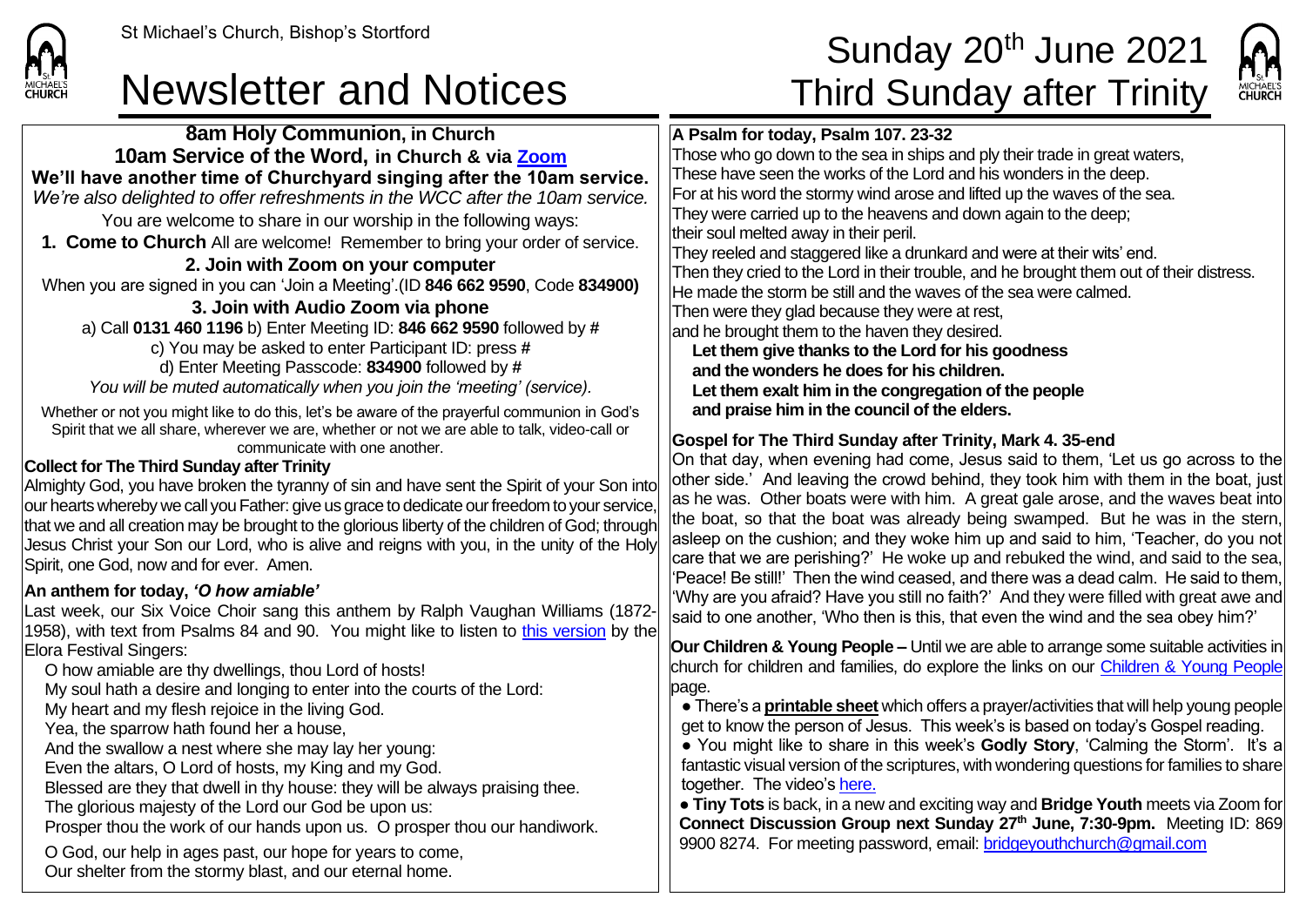St Michael's Church, Bishop's Stortford

# Newsletter and Notices

# Sunday 20th June 2021 Third Sunday after Trinity

## 8am Holy Communion, in Church
## 10am Service of the Word, in Church & via Zoom

**We'll have another time of Churchyard singing after the 10am service.**

*We're also delighted to offer refreshments in the WCC after the 10am service.*

You are welcome to share in our worship in the following ways:

**1. Come to Church** All are welcome! Remember to bring your order of service.

**2. Join with Zoom on your computer**

When you are signed in you can 'Join a Meeting'.(ID **846 662 9590**, Code **834900)**

**3. Join with Audio Zoom via phone**

a) Call **0131 460 1196** b) Enter Meeting ID: **846 662 9590** followed by **#**

c) You may be asked to enter Participant ID: press **#**

d) Enter Meeting Passcode: **834900** followed by **#**

*You will be muted automatically when you join the 'meeting' (service).*

Whether or not you might like to do this, let's be aware of the prayerful communion in God's Spirit that we all share, wherever we are, whether or not we are able to talk, video-call or communicate with one another.

**Collect for The Third Sunday after Trinity**

Almighty God, you have broken the tyranny of sin and have sent the Spirit of your Son into our hearts whereby we call you Father: give us grace to dedicate our freedom to your service, that we and all creation may be brought to the glorious liberty of the children of God; through Jesus Christ your Son our Lord, who is alive and reigns with you, in the unity of the Holy Spirit, one God, now and for ever. Amen.

**An anthem for today, *'O how amiable'***

Last week, our Six Voice Choir sang this anthem by Ralph Vaughan Williams (1872-1958), with text from Psalms 84 and 90. You might like to listen to this version by the Elora Festival Singers:

O how amiable are thy dwellings, thou Lord of hosts!
My soul hath a desire and longing to enter into the courts of the Lord:
My heart and my flesh rejoice in the living God.
Yea, the sparrow hath found her a house,
And the swallow a nest where she may lay her young:
Even the altars, O Lord of hosts, my King and my God.
Blessed are they that dwell in thy house: they will be always praising thee.
The glorious majesty of the Lord our God be upon us:
Prosper thou the work of our hands upon us. O prosper thou our handiwork.

O God, our help in ages past, our hope for years to come,
Our shelter from the stormy blast, and our eternal home.

**A Psalm for today, Psalm 107. 23-32**

Those who go down to the sea in ships and ply their trade in great waters,
These have seen the works of the Lord and his wonders in the deep.
For at his word the stormy wind arose and lifted up the waves of the sea.
They were carried up to the heavens and down again to the deep;
their soul melted away in their peril.
They reeled and staggered like a drunkard and were at their wits' end.
Then they cried to the Lord in their trouble, and he brought them out of their distress.
He made the storm be still and the waves of the sea were calmed.
Then were they glad because they were at rest,
and he brought them to the haven they desired.
**Let them give thanks to the Lord for his goodness**
**and the wonders he does for his children.**
**Let them exalt him in the congregation of the people**
**and praise him in the council of the elders.**

**Gospel for The Third Sunday after Trinity, Mark 4. 35-end**

On that day, when evening had come, Jesus said to them, 'Let us go across to the other side.' And leaving the crowd behind, they took him with them in the boat, just as he was. Other boats were with him. A great gale arose, and the waves beat into the boat, so that the boat was already being swamped. But he was in the stern, asleep on the cushion; and they woke him up and said to him, 'Teacher, do you not care that we are perishing?' He woke up and rebuked the wind, and said to the sea, 'Peace! Be still!' Then the wind ceased, and there was a dead calm. He said to them, 'Why are you afraid? Have you still no faith?' And they were filled with great awe and said to one another, 'Who then is this, that even the wind and the sea obey him?'

**Our Children & Young People –** Until we are able to arrange some suitable activities in church for children and families, do explore the links on our Children & Young People page.

- There's a **printable sheet** which offers a prayer/activities that will help young people get to know the person of Jesus. This week's is based on today's Gospel reading.
- You might like to share in this week's **Godly Story**, 'Calming the Storm'. It's a fantastic visual version of the scriptures, with wondering questions for families to share together. The video's here.
- **Tiny Tots** is back, in a new and exciting way and **Bridge Youth** meets via Zoom for **Connect Discussion Group next Sunday 27th June, 7:30-9pm.** Meeting ID: 869 9900 8274. For meeting password, email: bridgeyouthchurch@gmail.com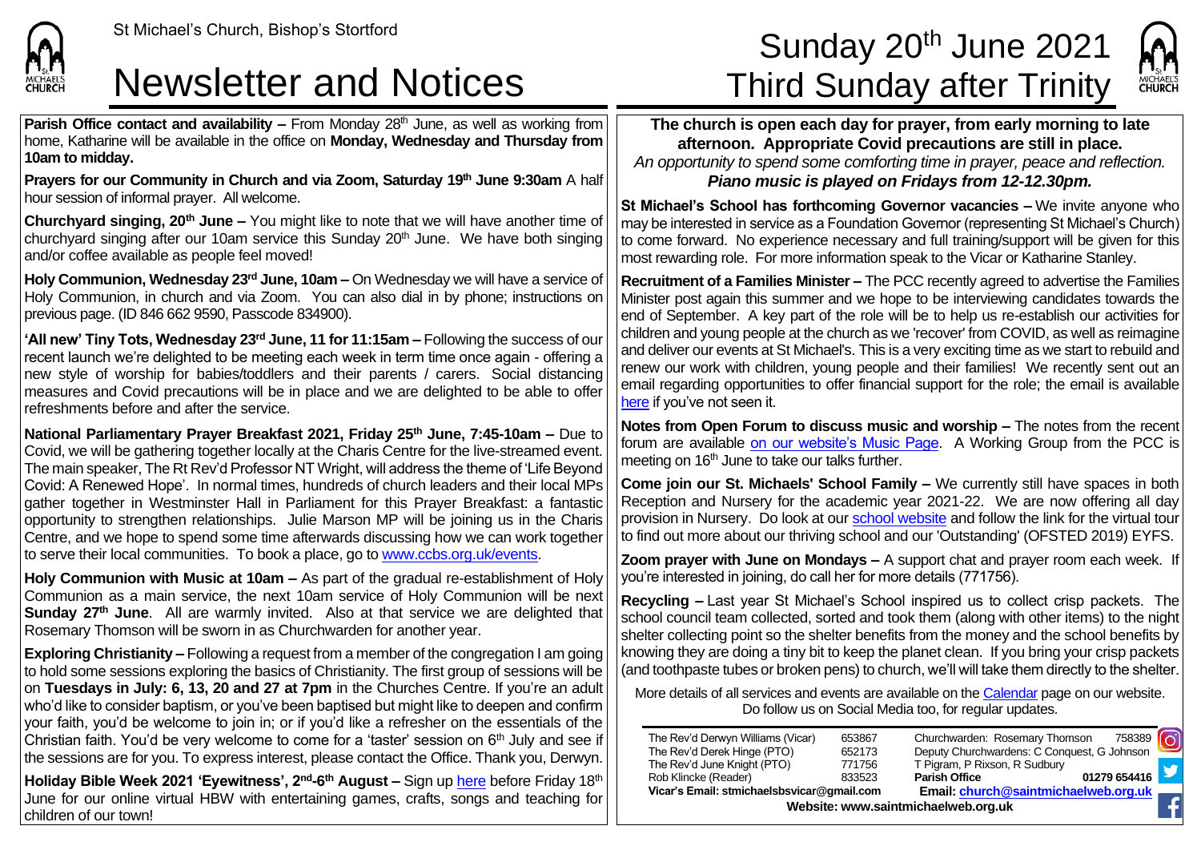St Michael's Church, Bishop's Stortford

# Newsletter and Notices

# Sunday 20th June 2021 Third Sunday after Trinity

**Parish Office contact and availability –** From Monday 28th June, as well as working from home, Katharine will be available in the office on **Monday, Wednesday and Thursday from 10am to midday.**

**Prayers for our Community in Church and via Zoom, Saturday 19th June 9:30am** A half hour session of informal prayer. All welcome.

**Churchyard singing, 20th June –** You might like to note that we will have another time of churchyard singing after our 10am service this Sunday 20th June. We have both singing and/or coffee available as people feel moved!

**Holy Communion, Wednesday 23rd June, 10am –** On Wednesday we will have a service of Holy Communion, in church and via Zoom. You can also dial in by phone; instructions on previous page. (ID 846 662 9590, Passcode 834900).

**'All new' Tiny Tots, Wednesday 23rd June, 11 for 11:15am –** Following the success of our recent launch we're delighted to be meeting each week in term time once again - offering a new style of worship for babies/toddlers and their parents / carers. Social distancing measures and Covid precautions will be in place and we are delighted to be able to offer refreshments before and after the service.

**National Parliamentary Prayer Breakfast 2021, Friday 25th June, 7:45-10am –** Due to Covid, we will be gathering together locally at the Charis Centre for the live-streamed event. The main speaker, The Rt Rev'd Professor NT Wright, will address the theme of 'Life Beyond Covid: A Renewed Hope'. In normal times, hundreds of church leaders and their local MPs gather together in Westminster Hall in Parliament for this Prayer Breakfast: a fantastic opportunity to strengthen relationships. Julie Marson MP will be joining us in the Charis Centre, and we hope to spend some time afterwards discussing how we can work together to serve their local communities. To book a place, go to www.ccbs.org.uk/events.

**Holy Communion with Music at 10am –** As part of the gradual re-establishment of Holy Communion as a main service, the next 10am service of Holy Communion will be next **Sunday 27th June**. All are warmly invited. Also at that service we are delighted that Rosemary Thomson will be sworn in as Churchwarden for another year.

**Exploring Christianity –** Following a request from a member of the congregation I am going to hold some sessions exploring the basics of Christianity. The first group of sessions will be on **Tuesdays in July: 6, 13, 20 and 27 at 7pm** in the Churches Centre. If you're an adult who'd like to consider baptism, or you've been baptised but might like to deepen and confirm your faith, you'd be welcome to join in; or if you'd like a refresher on the essentials of the Christian faith. You'd be very welcome to come for a 'taster' session on 6th July and see if the sessions are for you. To express interest, please contact the Office. Thank you, Derwyn.

**Holiday Bible Week 2021 'Eyewitness', 2nd-6th August –** Sign up here before Friday 18th June for our online virtual HBW with entertaining games, crafts, songs and teaching for children of our town!

**The church is open each day for prayer, from early morning to late afternoon. Appropriate Covid precautions are still in place.**
*An opportunity to spend some comforting time in prayer, peace and reflection.*
***Piano music is played on Fridays from 12-12.30pm.***

**St Michael's School has forthcoming Governor vacancies –** We invite anyone who may be interested in service as a Foundation Governor (representing St Michael's Church) to come forward. No experience necessary and full training/support will be given for this most rewarding role. For more information speak to the Vicar or Katharine Stanley.

**Recruitment of a Families Minister –** The PCC recently agreed to advertise the Families Minister post again this summer and we hope to be interviewing candidates towards the end of September. A key part of the role will be to help us re-establish our activities for children and young people at the church as we 'recover' from COVID, as well as reimagine and deliver our events at St Michael's. This is a very exciting time as we start to rebuild and renew our work with children, young people and their families! We recently sent out an email regarding opportunities to offer financial support for the role; the email is available here if you've not seen it.

**Notes from Open Forum to discuss music and worship –** The notes from the recent forum are available on our website's Music Page. A Working Group from the PCC is meeting on 16th June to take our talks further.

**Come join our St. Michaels' School Family –** We currently still have spaces in both Reception and Nursery for the academic year 2021-22. We are now offering all day provision in Nursery. Do look at our school website and follow the link for the virtual tour to find out more about our thriving school and our 'Outstanding' (OFSTED 2019) EYFS.

**Zoom prayer with June on Mondays –** A support chat and prayer room each week. If you're interested in joining, do call her for more details (771756).

**Recycling –** Last year St Michael's School inspired us to collect crisp packets. The school council team collected, sorted and took them (along with other items) to the night shelter collecting point so the shelter benefits from the money and the school benefits by knowing they are doing a tiny bit to keep the planet clean. If you bring your crisp packets (and toothpaste tubes or broken pens) to church, we'll will take them directly to the shelter.

More details of all services and events are available on the Calendar page on our website. Do follow us on Social Media too, for regular updates.

| | | | |
|---|---|---|---|
| The Rev'd Derwyn Williams (Vicar) | 653867 | Churchwarden: Rosemary Thomson | 758389 |
| The Rev'd Derek Hinge (PTO) | 652173 | Deputy Churchwardens: C Conquest, G Johnson | |
| The Rev'd June Knight (PTO) | 771756 | T Pigram, P Rixson, R Sudbury | |
| Rob Klincke (Reader) | 833523 | **Parish Office** | **01279 654416** |
| **Vicar's Email: stmichaelsbsvicar@gmail.com** | | **Email: church@saintmichaelweb.org.uk** | |

**Website: www.saintmichaelweb.org.uk**